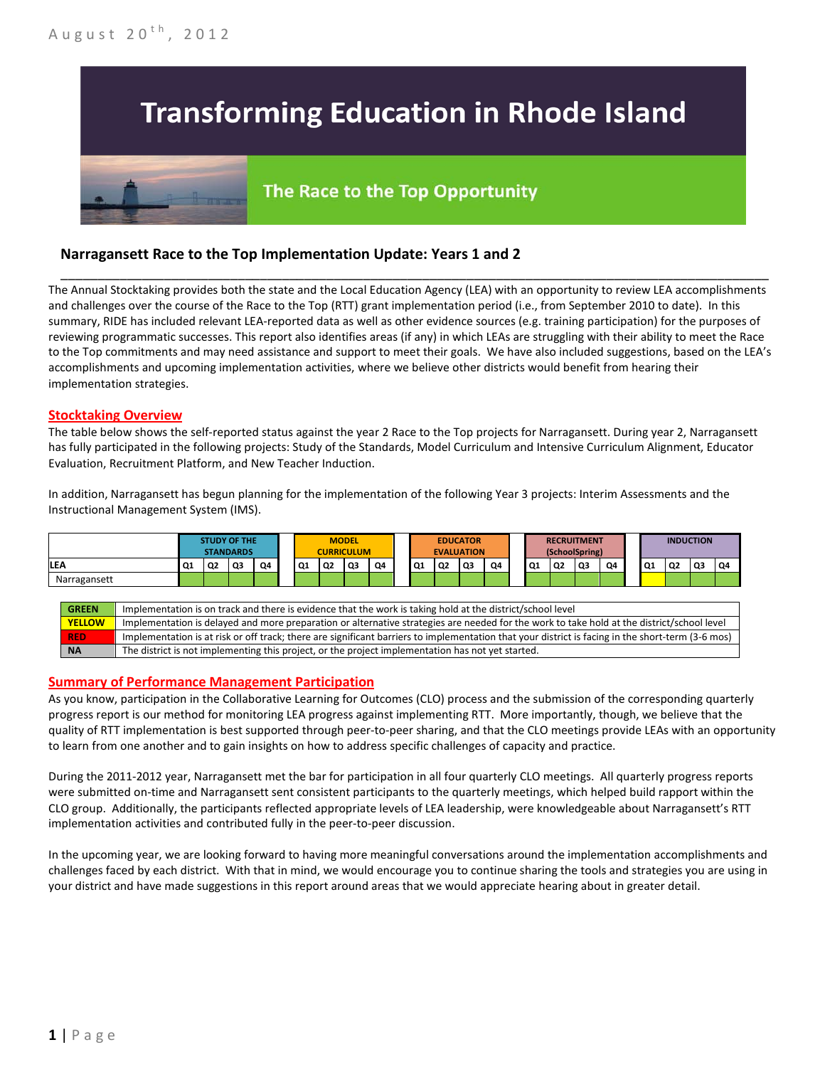August 20th, 2012

# Transforming Education in Rhode Island

## The Race to the Top Opportunity

### Narragansett Race to the Top Implementation Update: Years 1 and 2

The Annual Stocktaking provides both the state and the Local Education Agency (LEA) with an opportunity to review LEA accomplishments and challenges over the course of the Race to the Top (RTT) grant implementation period (i.e., from September 2010 to date). In this summary, RIDE has included relevant LEA-reported data as well as other evidence sources (e.g. training participation) for the purposes of reviewing programmatic successes. This report also identifies areas (if any) in which LEAs are struggling with their ability to meet the Race to the Top commitments and may need assistance and support to meet their goals. We have also included suggestions, based on the LEA's accomplishments and upcoming implementation activities, where we believe other districts would benefit from hearing their implementation strategies.

## Stocktaking Overview

The table below shows the self-reported status against the year 2 Race to the Top projects for Narragansett. During year 2, Narragansett has fully participated in the following projects: Study of the Standards, Model Curriculum and Intensive Curriculum Alignment, Educator Evaluation, Recruitment Platform, and New Teacher Induction.

In addition, Narragansett has begun planning for the implementation of the following Year 3 projects: Interim Assessments and the Instructional Management System (IMS).

| | STUDY OF THE STANDARDS | | | | MODEL CURRICULUM | | | | EDUCATOR EVALUATION | | | | RECRUITMENT (SchoolSpring) | | | | INDUCTION | | | |
|---|---|---|---|---|---|---|---|---|---|---|---|---|---|---|---|---|---|---|---|---|
| LEA | Q1 | Q2 | Q3 | Q4 | Q1 | Q2 | Q3 | Q4 | Q1 | Q2 | Q3 | Q4 | Q1 | Q2 | Q3 | Q4 | Q1 | Q2 | Q3 | Q4 |
| Narragansett | Green | Green | Green | Green | Green | Green | Green | Green | Green | Green | Green | Green | Green | Green | Green | Green | Yellow | Green | Green | Green |

| | |
|---|---|
| GREEN | Implementation is on track and there is evidence that the work is taking hold at the district/school level |
| YELLOW | Implementation is delayed and more preparation or alternative strategies are needed for the work to take hold at the district/school level |
| RED | Implementation is at risk or off track; there are significant barriers to implementation that your district is facing in the short-term (3-6 mos) |
| NA | The district is not implementing this project, or the project implementation has not yet started. |

## Summary of Performance Management Participation

As you know, participation in the Collaborative Learning for Outcomes (CLO) process and the submission of the corresponding quarterly progress report is our method for monitoring LEA progress against implementing RTT. More importantly, though, we believe that the quality of RTT implementation is best supported through peer-to-peer sharing, and that the CLO meetings provide LEAs with an opportunity to learn from one another and to gain insights on how to address specific challenges of capacity and practice.

During the 2011-2012 year, Narragansett met the bar for participation in all four quarterly CLO meetings. All quarterly progress reports were submitted on-time and Narragansett sent consistent participants to the quarterly meetings, which helped build rapport within the CLO group. Additionally, the participants reflected appropriate levels of LEA leadership, were knowledgeable about Narragansett's RTT implementation activities and contributed fully in the peer-to-peer discussion.

In the upcoming year, we are looking forward to having more meaningful conversations around the implementation accomplishments and challenges faced by each district. With that in mind, we would encourage you to continue sharing the tools and strategies you are using in your district and have made suggestions in this report around areas that we would appreciate hearing about in greater detail.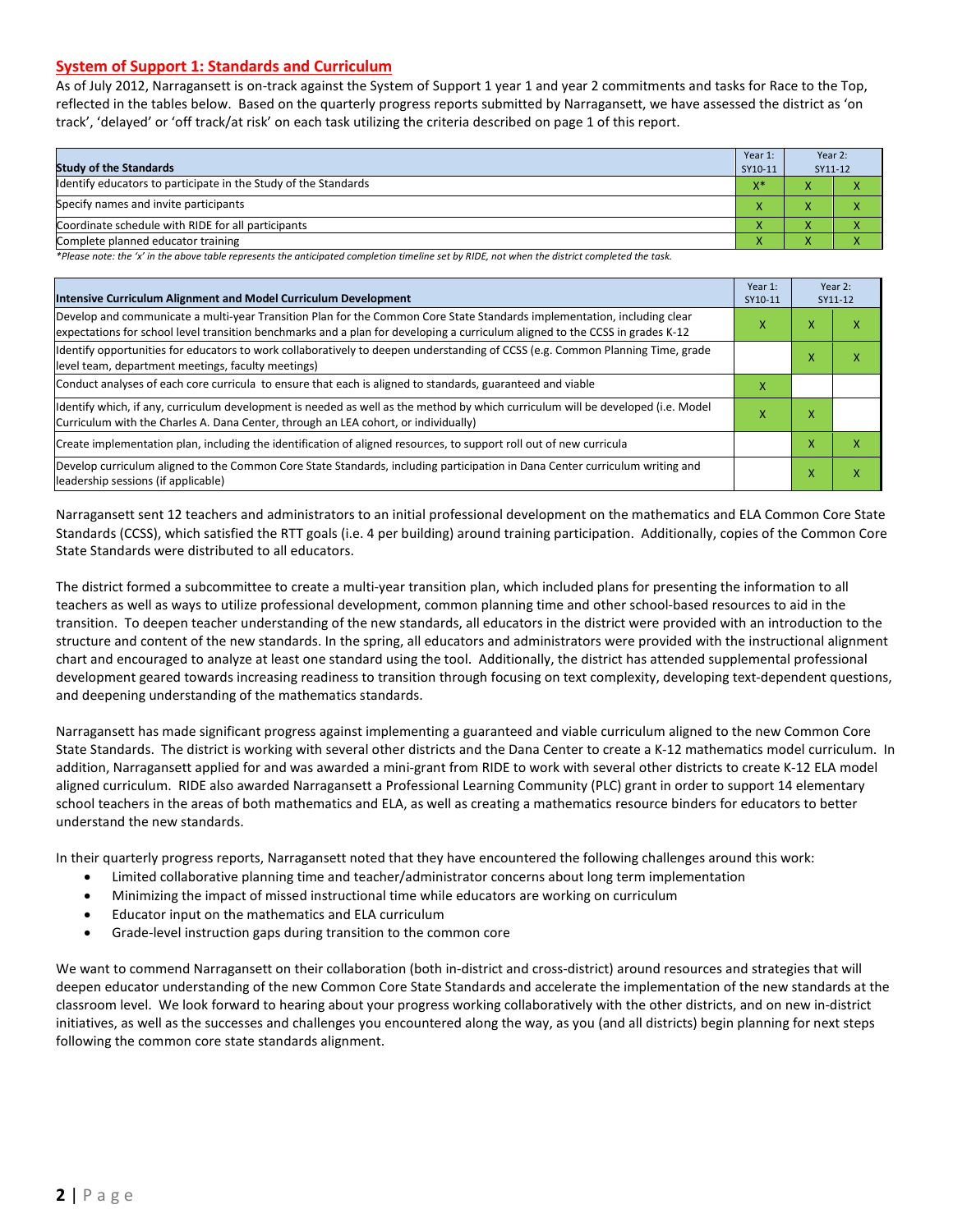## System of Support 1: Standards and Curriculum

As of July 2012, Narragansett is on-track against the System of Support 1 year 1 and year 2 commitments and tasks for Race to the Top, reflected in the tables below. Based on the quarterly progress reports submitted by Narragansett, we have assessed the district as 'on track', 'delayed' or 'off track/at risk' on each task utilizing the criteria described on page 1 of this report.

| Study of the Standards | Year 1: SY10-11 | Year 2: SY11-12 | |
|---|---|---|---|
| Identify educators to participate in the Study of the Standards | X* | X | X |
| Specify names and invite participants | X | X | X |
| Coordinate schedule with RIDE for all participants | X | X | X |
| Complete planned educator training | X | X | X |

*Please note: the 'x' in the above table represents the anticipated completion timeline set by RIDE, not when the district completed the task.

| Intensive Curriculum Alignment and Model Curriculum Development | Year 1: SY10-11 | Year 2: SY11-12 | |
|---|---|---|---|
| Develop and communicate a multi-year Transition Plan for the Common Core State Standards implementation, including clear expectations for school level transition benchmarks and a plan for developing a curriculum aligned to the CCSS in grades K-12 | X | X | X |
| Identify opportunities for educators to work collaboratively to deepen understanding of CCSS (e.g. Common Planning Time, grade level team, department meetings, faculty meetings) | | X | X |
| Conduct analyses of each core curricula to ensure that each is aligned to standards, guaranteed and viable | X | | |
| Identify which, if any, curriculum development is needed as well as the method by which curriculum will be developed (i.e. Model Curriculum with the Charles A. Dana Center, through an LEA cohort, or individually) | X | X | |
| Create implementation plan, including the identification of aligned resources, to support roll out of new curricula | | X | X |
| Develop curriculum aligned to the Common Core State Standards, including participation in Dana Center curriculum writing and leadership sessions (if applicable) | | X | X |

Narragansett sent 12 teachers and administrators to an initial professional development on the mathematics and ELA Common Core State Standards (CCSS), which satisfied the RTT goals (i.e. 4 per building) around training participation. Additionally, copies of the Common Core State Standards were distributed to all educators.

The district formed a subcommittee to create a multi-year transition plan, which included plans for presenting the information to all teachers as well as ways to utilize professional development, common planning time and other school-based resources to aid in the transition. To deepen teacher understanding of the new standards, all educators in the district were provided with an introduction to the structure and content of the new standards. In the spring, all educators and administrators were provided with the instructional alignment chart and encouraged to analyze at least one standard using the tool. Additionally, the district has attended supplemental professional development geared towards increasing readiness to transition through focusing on text complexity, developing text-dependent questions, and deepening understanding of the mathematics standards.

Narragansett has made significant progress against implementing a guaranteed and viable curriculum aligned to the new Common Core State Standards. The district is working with several other districts and the Dana Center to create a K-12 mathematics model curriculum. In addition, Narragansett applied for and was awarded a mini-grant from RIDE to work with several other districts to create K-12 ELA model aligned curriculum. RIDE also awarded Narragansett a Professional Learning Community (PLC) grant in order to support 14 elementary school teachers in the areas of both mathematics and ELA, as well as creating a mathematics resource binders for educators to better understand the new standards.

In their quarterly progress reports, Narragansett noted that they have encountered the following challenges around this work:

- Limited collaborative planning time and teacher/administrator concerns about long term implementation
- Minimizing the impact of missed instructional time while educators are working on curriculum
- Educator input on the mathematics and ELA curriculum
- Grade-level instruction gaps during transition to the common core

We want to commend Narragansett on their collaboration (both in-district and cross-district) around resources and strategies that will deepen educator understanding of the new Common Core State Standards and accelerate the implementation of the new standards at the classroom level. We look forward to hearing about your progress working collaboratively with the other districts, and on new in-district initiatives, as well as the successes and challenges you encountered along the way, as you (and all districts) begin planning for next steps following the common core state standards alignment.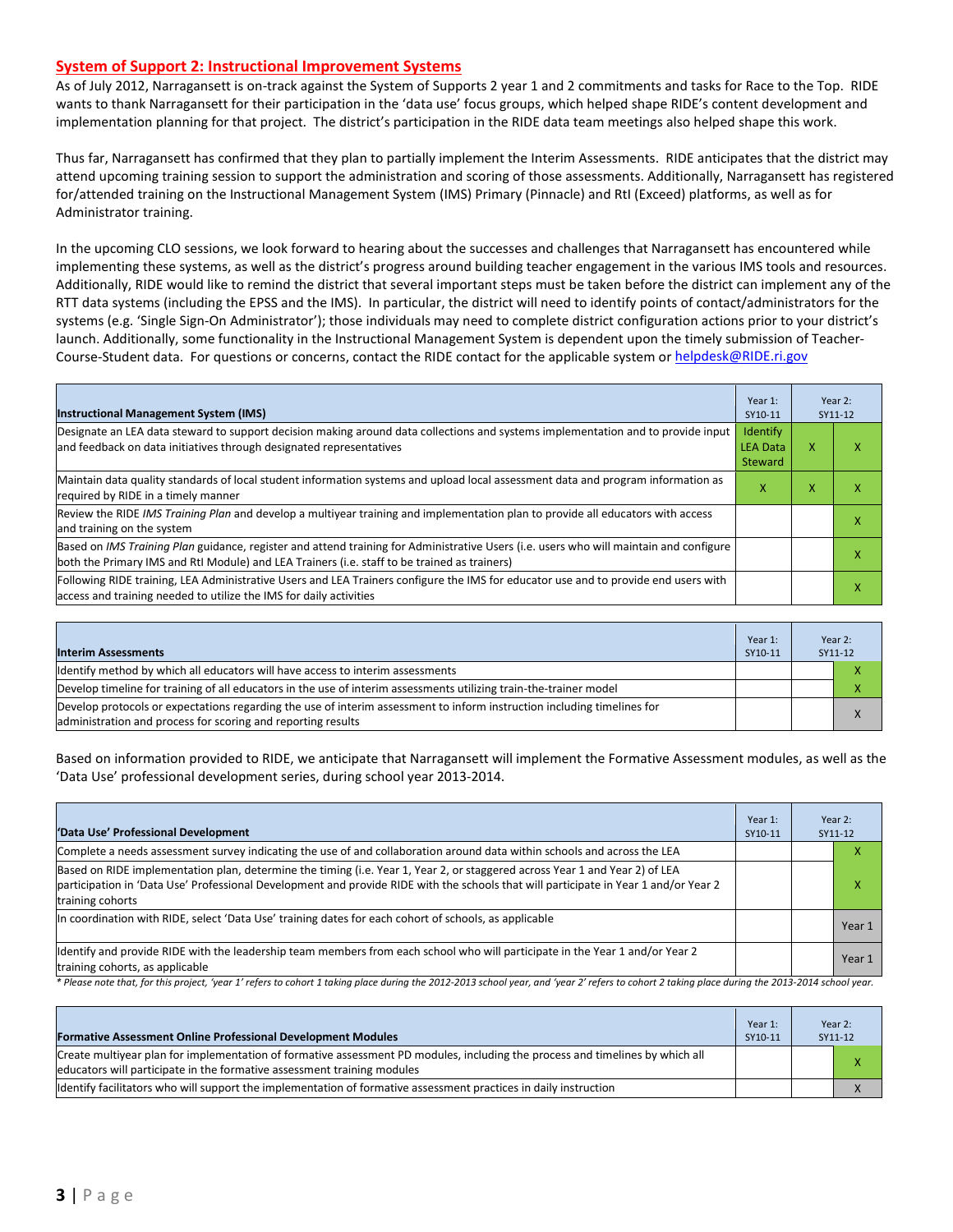## System of Support 2: Instructional Improvement Systems

As of July 2012, Narragansett is on-track against the System of Supports 2 year 1 and 2 commitments and tasks for Race to the Top. RIDE wants to thank Narragansett for their participation in the 'data use' focus groups, which helped shape RIDE's content development and implementation planning for that project. The district's participation in the RIDE data team meetings also helped shape this work.

Thus far, Narragansett has confirmed that they plan to partially implement the Interim Assessments. RIDE anticipates that the district may attend upcoming training session to support the administration and scoring of those assessments. Additionally, Narragansett has registered for/attended training on the Instructional Management System (IMS) Primary (Pinnacle) and RtI (Exceed) platforms, as well as for Administrator training.

In the upcoming CLO sessions, we look forward to hearing about the successes and challenges that Narragansett has encountered while implementing these systems, as well as the district's progress around building teacher engagement in the various IMS tools and resources. Additionally, RIDE would like to remind the district that several important steps must be taken before the district can implement any of the RTT data systems (including the EPSS and the IMS). In particular, the district will need to identify points of contact/administrators for the systems (e.g. 'Single Sign-On Administrator'); those individuals may need to complete district configuration actions prior to your district's launch. Additionally, some functionality in the Instructional Management System is dependent upon the timely submission of Teacher-Course-Student data. For questions or concerns, contact the RIDE contact for the applicable system or helpdesk@RIDE.ri.gov

| Instructional Management System (IMS) | Year 1: SY10-11 | Year 2: SY11-12 | |
|---|---|---|---|
| Designate an LEA data steward to support decision making around data collections and systems implementation and to provide input and feedback on data initiatives through designated representatives | Identify LEA Data Steward | X | X |
| Maintain data quality standards of local student information systems and upload local assessment data and program information as required by RIDE in a timely manner | X | X | X |
| Review the RIDE *IMS Training Plan* and develop a multiyear training and implementation plan to provide all educators with access and training on the system | | | X |
| Based on *IMS Training Plan* guidance, register and attend training for Administrative Users (i.e. users who will maintain and configure both the Primary IMS and RtI Module) and LEA Trainers (i.e. staff to be trained as trainers) | | | X |
| Following RIDE training, LEA Administrative Users and LEA Trainers configure the IMS for educator use and to provide end users with access and training needed to utilize the IMS for daily activities | | | X |

| Interim Assessments | Year 1: SY10-11 | Year 2: SY11-12 | |
|---|---|---|---|
| Identify method by which all educators will have access to interim assessments | | | X |
| Develop timeline for training of all educators in the use of interim assessments utilizing train-the-trainer model | | | X |
| Develop protocols or expectations regarding the use of interim assessment to inform instruction including timelines for administration and process for scoring and reporting results | | | X |

Based on information provided to RIDE, we anticipate that Narragansett will implement the Formative Assessment modules, as well as the 'Data Use' professional development series, during school year 2013-2014.

| 'Data Use' Professional Development | Year 1: SY10-11 | Year 2: SY11-12 | |
|---|---|---|---|
| Complete a needs assessment survey indicating the use of and collaboration around data within schools and across the LEA | | | X |
| Based on RIDE implementation plan, determine the timing (i.e. Year 1, Year 2, or staggered across Year 1 and Year 2) of LEA participation in 'Data Use' Professional Development and provide RIDE with the schools that will participate in Year 1 and/or Year 2 training cohorts | | | X |
| In coordination with RIDE, select 'Data Use' training dates for each cohort of schools, as applicable | | | Year 1 |
| Identify and provide RIDE with the leadership team members from each school who will participate in the Year 1 and/or Year 2 training cohorts, as applicable | | | Year 1 |

*\* Please note that, for this project, 'year 1' refers to cohort 1 taking place during the 2012-2013 school year, and 'year 2' refers to cohort 2 taking place during the 2013-2014 school year.*

| Formative Assessment Online Professional Development Modules | Year 1: SY10-11 | Year 2: SY11-12 | |
|---|---|---|---|
| Create multiyear plan for implementation of formative assessment PD modules, including the process and timelines by which all educators will participate in the formative assessment training modules | | | X |
| Identify facilitators who will support the implementation of formative assessment practices in daily instruction | | | X |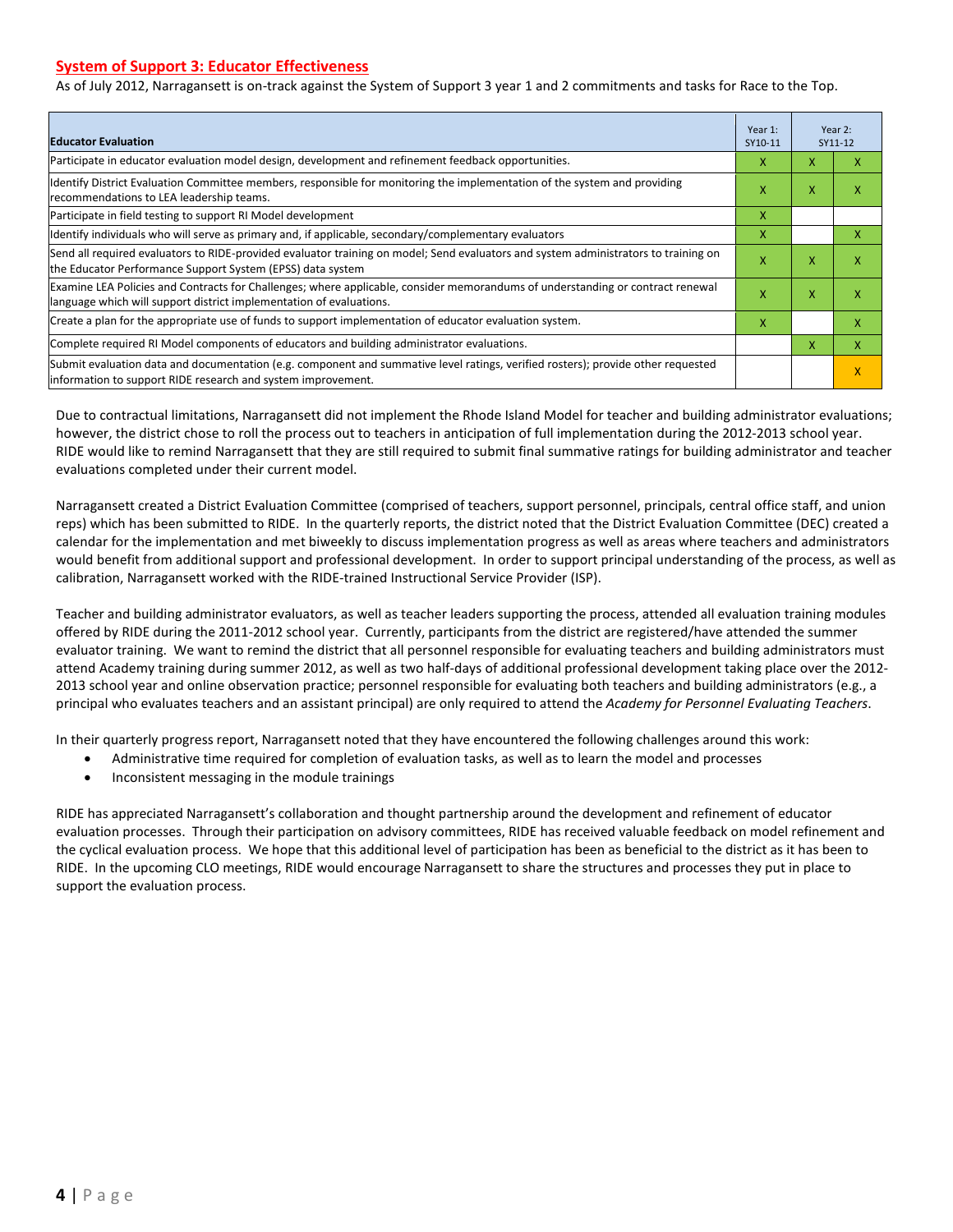## System of Support 3: Educator Effectiveness

As of July 2012, Narragansett is on-track against the System of Support 3 year 1 and 2 commitments and tasks for Race to the Top.

| Educator Evaluation | Year 1: SY10-11 | Year 2: SY11-12 | |
|---|---|---|---|
| Participate in educator evaluation model design, development and refinement feedback opportunities. | X | X | X |
| Identify District Evaluation Committee members, responsible for monitoring the implementation of the system and providing recommendations to LEA leadership teams. | X | X | X |
| Participate in field testing to support RI Model development | X | | |
| Identify individuals who will serve as primary and, if applicable, secondary/complementary evaluators | X | | X |
| Send all required evaluators to RIDE-provided evaluator training on model; Send evaluators and system administrators to training on the Educator Performance Support System (EPSS) data system | X | X | X |
| Examine LEA Policies and Contracts for Challenges; where applicable, consider memorandums of understanding or contract renewal language which will support district implementation of evaluations. | X | X | X |
| Create a plan for the appropriate use of funds to support implementation of educator evaluation system. | X | | X |
| Complete required RI Model components of educators and building administrator evaluations. | | X | X |
| Submit evaluation data and documentation (e.g. component and summative level ratings, verified rosters); provide other requested information to support RIDE research and system improvement. | | | X |

Due to contractual limitations, Narragansett did not implement the Rhode Island Model for teacher and building administrator evaluations; however, the district chose to roll the process out to teachers in anticipation of full implementation during the 2012-2013 school year. RIDE would like to remind Narragansett that they are still required to submit final summative ratings for building administrator and teacher evaluations completed under their current model.

Narragansett created a District Evaluation Committee (comprised of teachers, support personnel, principals, central office staff, and union reps) which has been submitted to RIDE. In the quarterly reports, the district noted that the District Evaluation Committee (DEC) created a calendar for the implementation and met biweekly to discuss implementation progress as well as areas where teachers and administrators would benefit from additional support and professional development. In order to support principal understanding of the process, as well as calibration, Narragansett worked with the RIDE-trained Instructional Service Provider (ISP).

Teacher and building administrator evaluators, as well as teacher leaders supporting the process, attended all evaluation training modules offered by RIDE during the 2011-2012 school year. Currently, participants from the district are registered/have attended the summer evaluator training. We want to remind the district that all personnel responsible for evaluating teachers and building administrators must attend Academy training during summer 2012, as well as two half-days of additional professional development taking place over the 2012-2013 school year and online observation practice; personnel responsible for evaluating both teachers and building administrators (e.g., a principal who evaluates teachers and an assistant principal) are only required to attend the *Academy for Personnel Evaluating Teachers*.

In their quarterly progress report, Narragansett noted that they have encountered the following challenges around this work:

- Administrative time required for completion of evaluation tasks, as well as to learn the model and processes
- Inconsistent messaging in the module trainings

RIDE has appreciated Narragansett's collaboration and thought partnership around the development and refinement of educator evaluation processes. Through their participation on advisory committees, RIDE has received valuable feedback on model refinement and the cyclical evaluation process. We hope that this additional level of participation has been as beneficial to the district as it has been to RIDE. In the upcoming CLO meetings, RIDE would encourage Narragansett to share the structures and processes they put in place to support the evaluation process.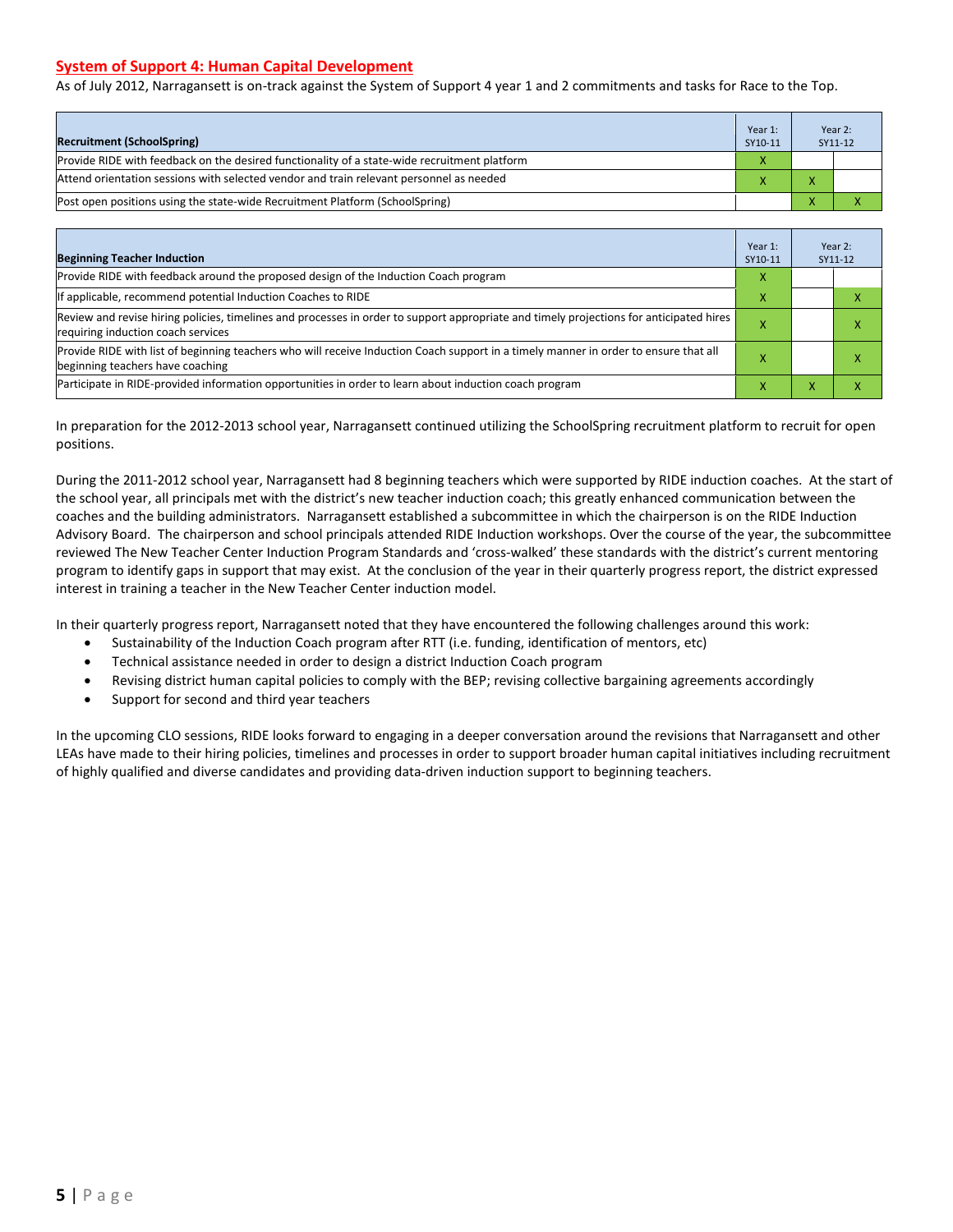## System of Support 4: Human Capital Development

As of July 2012, Narragansett is on-track against the System of Support 4 year 1 and 2 commitments and tasks for Race to the Top.

| Recruitment (SchoolSpring) | Year 1: SY10-11 | Year 2: SY11-12 | |
|---|---|---|---|
| Provide RIDE with feedback on the desired functionality of a state-wide recruitment platform | X | | |
| Attend orientation sessions with selected vendor and train relevant personnel as needed | X | X | |
| Post open positions using the state-wide Recruitment Platform (SchoolSpring) | | X | X |

| Beginning Teacher Induction | Year 1: SY10-11 | Year 2: SY11-12 | |
|---|---|---|---|
| Provide RIDE with feedback around the proposed design of the Induction Coach program | X | | |
| If applicable, recommend potential Induction Coaches to RIDE | X | | X |
| Review and revise hiring policies, timelines and processes in order to support appropriate and timely projections for anticipated hires requiring induction coach services | X | | X |
| Provide RIDE with list of beginning teachers who will receive Induction Coach support in a timely manner in order to ensure that all beginning teachers have coaching | X | | X |
| Participate in RIDE-provided information opportunities in order to learn about induction coach program | X | X | X |

In preparation for the 2012-2013 school year, Narragansett continued utilizing the SchoolSpring recruitment platform to recruit for open positions.

During the 2011-2012 school year, Narragansett had 8 beginning teachers which were supported by RIDE induction coaches. At the start of the school year, all principals met with the district's new teacher induction coach; this greatly enhanced communication between the coaches and the building administrators. Narragansett established a subcommittee in which the chairperson is on the RIDE Induction Advisory Board. The chairperson and school principals attended RIDE Induction workshops. Over the course of the year, the subcommittee reviewed The New Teacher Center Induction Program Standards and 'cross-walked' these standards with the district's current mentoring program to identify gaps in support that may exist. At the conclusion of the year in their quarterly progress report, the district expressed interest in training a teacher in the New Teacher Center induction model.

In their quarterly progress report, Narragansett noted that they have encountered the following challenges around this work:

- Sustainability of the Induction Coach program after RTT (i.e. funding, identification of mentors, etc)
- Technical assistance needed in order to design a district Induction Coach program
- Revising district human capital policies to comply with the BEP; revising collective bargaining agreements accordingly
- Support for second and third year teachers

In the upcoming CLO sessions, RIDE looks forward to engaging in a deeper conversation around the revisions that Narragansett and other LEAs have made to their hiring policies, timelines and processes in order to support broader human capital initiatives including recruitment of highly qualified and diverse candidates and providing data-driven induction support to beginning teachers.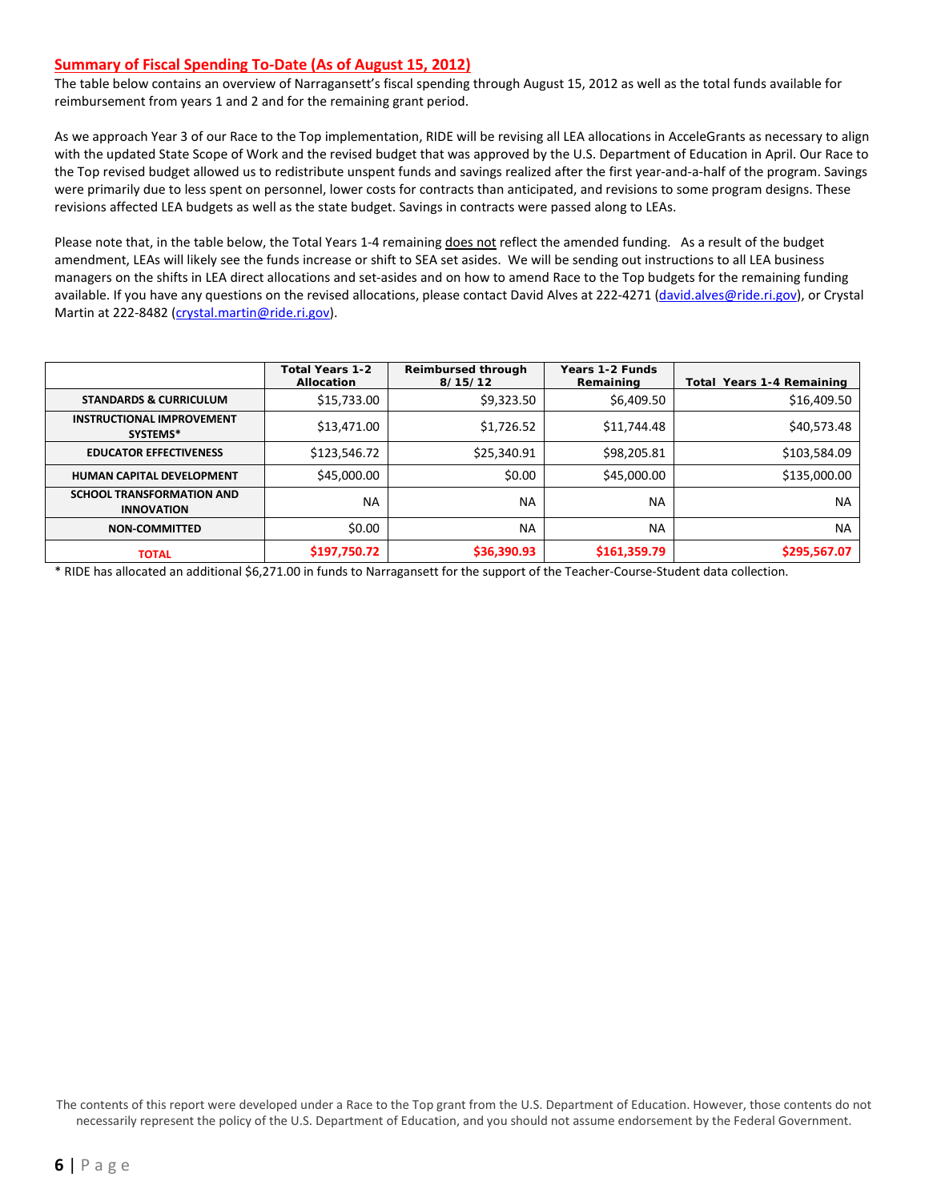## Summary of Fiscal Spending To-Date (As of August 15, 2012)

The table below contains an overview of Narragansett's fiscal spending through August 15, 2012 as well as the total funds available for reimbursement from years 1 and 2 and for the remaining grant period.

As we approach Year 3 of our Race to the Top implementation, RIDE will be revising all LEA allocations in AcceleGrants as necessary to align with the updated State Scope of Work and the revised budget that was approved by the U.S. Department of Education in April. Our Race to the Top revised budget allowed us to redistribute unspent funds and savings realized after the first year-and-a-half of the program. Savings were primarily due to less spent on personnel, lower costs for contracts than anticipated, and revisions to some program designs. These revisions affected LEA budgets as well as the state budget. Savings in contracts were passed along to LEAs.

Please note that, in the table below, the Total Years 1-4 remaining does not reflect the amended funding. As a result of the budget amendment, LEAs will likely see the funds increase or shift to SEA set asides. We will be sending out instructions to all LEA business managers on the shifts in LEA direct allocations and set-asides and on how to amend Race to the Top budgets for the remaining funding available. If you have any questions on the revised allocations, please contact David Alves at 222-4271 (david.alves@ride.ri.gov), or Crystal Martin at 222-8482 (crystal.martin@ride.ri.gov).

| | Total Years 1-2 Allocation | Reimbursed through 8/15/12 | Years 1-2 Funds Remaining | Total Years 1-4 Remaining |
|---|---|---|---|---|
| **STANDARDS & CURRICULUM** | $15,733.00 | $9,323.50 | $6,409.50 | $16,409.50 |
| **INSTRUCTIONAL IMPROVEMENT SYSTEMS*** | $13,471.00 | $1,726.52 | $11,744.48 | $40,573.48 |
| **EDUCATOR EFFECTIVENESS** | $123,546.72 | $25,340.91 | $98,205.81 | $103,584.09 |
| **HUMAN CAPITAL DEVELOPMENT** | $45,000.00 | $0.00 | $45,000.00 | $135,000.00 |
| **SCHOOL TRANSFORMATION AND INNOVATION** | NA | NA | NA | NA |
| **NON-COMMITTED** | $0.00 | NA | NA | NA |
| **TOTAL** | **$197,750.72** | **$36,390.93** | **$161,359.79** | **$295,567.07** |

* RIDE has allocated an additional $6,271.00 in funds to Narragansett for the support of the Teacher-Course-Student data collection.

The contents of this report were developed under a Race to the Top grant from the U.S. Department of Education. However, those contents do not necessarily represent the policy of the U.S. Department of Education, and you should not assume endorsement by the Federal Government.